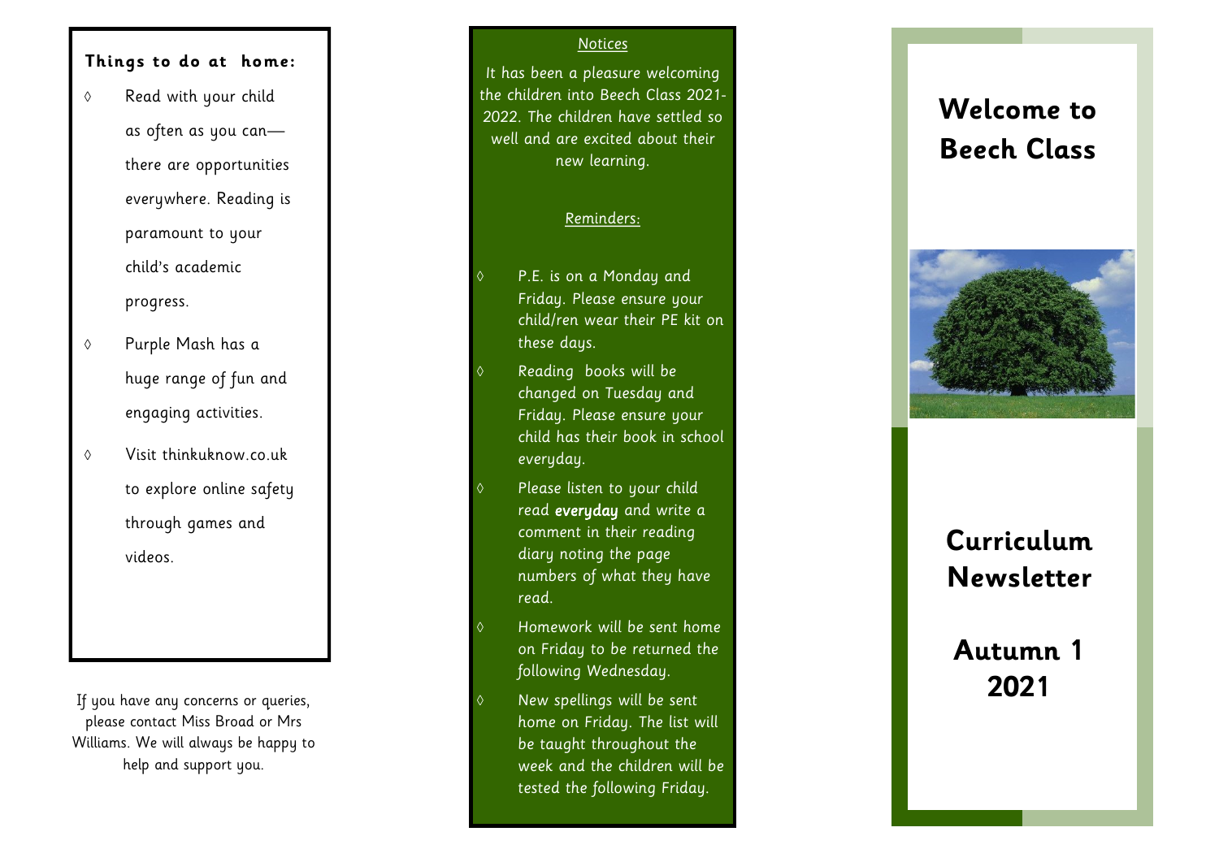# Welcome to Beech Class

# Curriculum Newsletter

## Autumn 1 2021

### Notices

It has been a pleasure welcoming the children into Beech Class 2021-2022. The children have settled so well and are excited about their new learning.

### Reminders:

- P.E. is on a Monday and Friday. Please ensure your child/ren wear their PE kit on these days.
- Reading books will be changed on Tuesday and Friday. Please ensure your child has their book in school everyday.
- Please listen to your child read **everyday** and write a comment in their reading diary noting the page numbers of what they have read.
- Homework will be sent home on Friday to be returned the following Wednesday.
- New spellings will be sent home on Friday. The list will be taught throughout the week and the children will be tested the following Friday.

### Things to do at home:

- Read with your child as often as you can—there are opportunities everywhere. Reading is paramount to your child's academic progress.
- Purple Mash has a huge range of fun and engaging activities.
- Visit thinkuknow.co.uk to explore online safety through games and videos.

If you have any concerns or queries, please contact Miss Broad or Mrs Williams. We will always be happy to help and support you.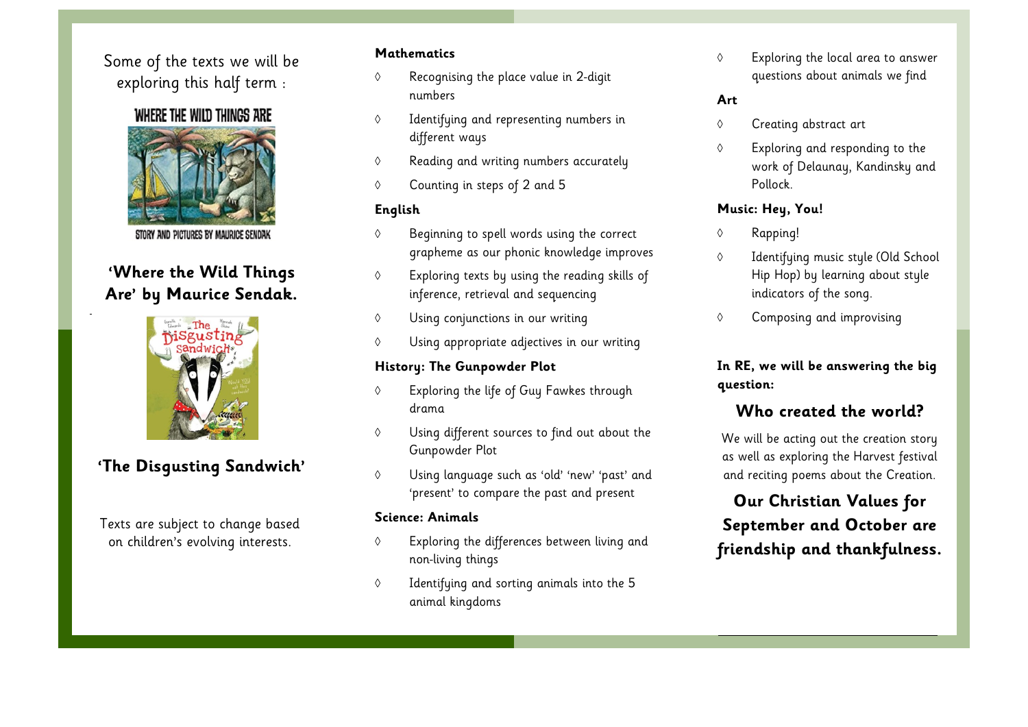Some of the texts we will be exploring this half term :

WHERE THE WILD THINGS ARE

STORY AND PICTURES BY MAURICE SENDAK

**'Where the Wild Things Are' by Maurice Sendak.**

**'The Disgusting Sandwich'**

Texts are subject to change based on children's evolving interests.

**Mathematics**

- ◊ Recognising the place value in 2-digit numbers
- ◊ Identifying and representing numbers in different ways
- ◊ Reading and writing numbers accurately
- ◊ Counting in steps of 2 and 5

**English**

- ◊ Beginning to spell words using the correct grapheme as our phonic knowledge improves
- ◊ Exploring texts by using the reading skills of inference, retrieval and sequencing
- ◊ Using conjunctions in our writing
- ◊ Using appropriate adjectives in our writing

**History: The Gunpowder Plot**

- ◊ Exploring the life of Guy Fawkes through drama
- ◊ Using different sources to find out about the Gunpowder Plot
- ◊ Using language such as 'old' 'new' 'past' and 'present' to compare the past and present

**Science: Animals**

- ◊ Exploring the differences between living and non-living things
- ◊ Identifying and sorting animals into the 5 animal kingdoms
- ◊ Exploring the local area to answer questions about animals we find

**Art**

- ◊ Creating abstract art
- ◊ Exploring and responding to the work of Delaunay, Kandinsky and Pollock.

**Music: Hey, You!**

- ◊ Rapping!
- ◊ Identifying music style (Old School Hip Hop) by learning about style indicators of the song.
- ◊ Composing and improvising

**In RE, we will be answering the big question:**

**Who created the world?**

We will be acting out the creation story as well as exploring the Harvest festival and reciting poems about the Creation.

**Our Christian Values for September and October are friendship and thankfulness.**